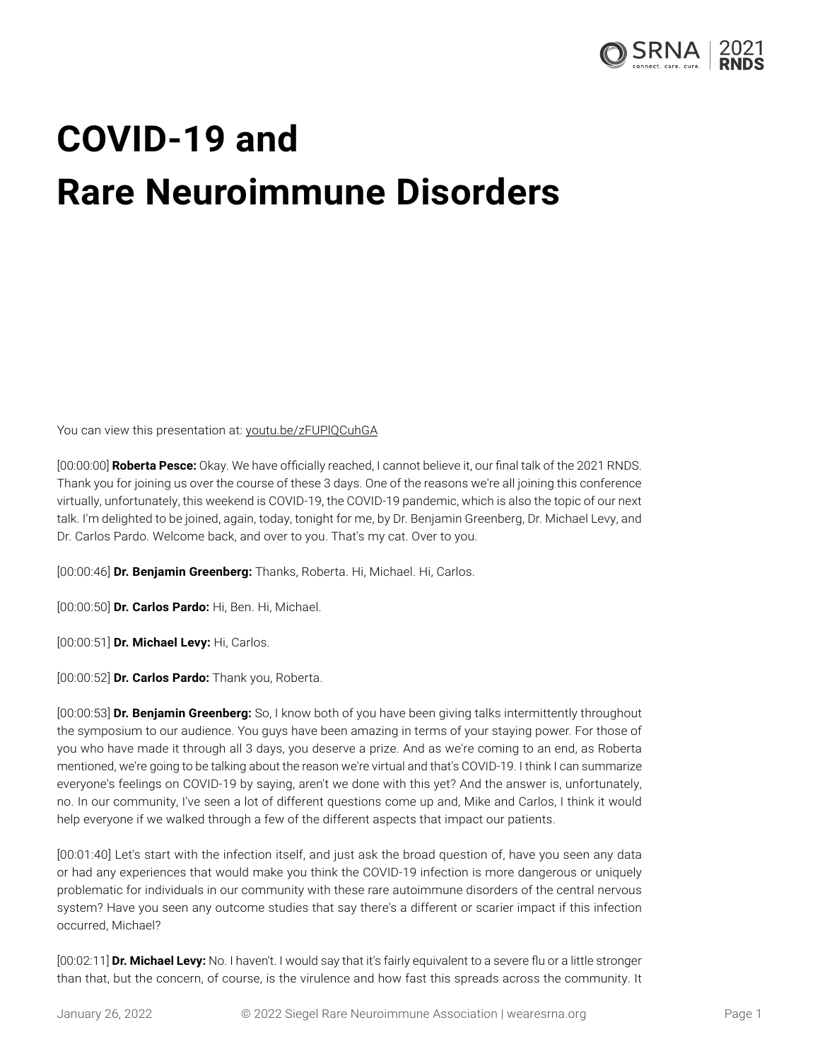# COVID-19 and Rare Neuroimmune Disorders

You can view this presentation at: youtu.be/zFUPlQCuhGA

[00:00:00] **Roberta Pesce:** Okay. We have officially reached, I cannot believe it, our final talk of the 2021 RNDS. Thank you for joining us over the course of these 3 days. One of the reasons we're all joining this conference virtually, unfortunately, this weekend is COVID-19, the COVID-19 pandemic, which is also the topic of our next talk. I'm delighted to be joined, again, today, tonight for me, by Dr. Benjamin Greenberg, Dr. Michael Levy, and Dr. Carlos Pardo. Welcome back, and over to you. That's my cat. Over to you.

[00:00:46] **Dr. Benjamin Greenberg:** Thanks, Roberta. Hi, Michael. Hi, Carlos.

[00:00:50] **Dr. Carlos Pardo:** Hi, Ben. Hi, Michael.

[00:00:51] **Dr. Michael Levy:** Hi, Carlos.

[00:00:52] **Dr. Carlos Pardo:** Thank you, Roberta.

[00:00:53] **Dr. Benjamin Greenberg:** So, I know both of you have been giving talks intermittently throughout the symposium to our audience. You guys have been amazing in terms of your staying power. For those of you who have made it through all 3 days, you deserve a prize. And as we're coming to an end, as Roberta mentioned, we're going to be talking about the reason we're virtual and that's COVID-19. I think I can summarize everyone's feelings on COVID-19 by saying, aren't we done with this yet? And the answer is, unfortunately, no. In our community, I've seen a lot of different questions come up and, Mike and Carlos, I think it would help everyone if we walked through a few of the different aspects that impact our patients.

[00:01:40] Let's start with the infection itself, and just ask the broad question of, have you seen any data or had any experiences that would make you think the COVID-19 infection is more dangerous or uniquely problematic for individuals in our community with these rare autoimmune disorders of the central nervous system? Have you seen any outcome studies that say there's a different or scarier impact if this infection occurred, Michael?

[00:02:11] **Dr. Michael Levy:** No. I haven't. I would say that it's fairly equivalent to a severe flu or a little stronger than that, but the concern, of course, is the virulence and how fast this spreads across the community. It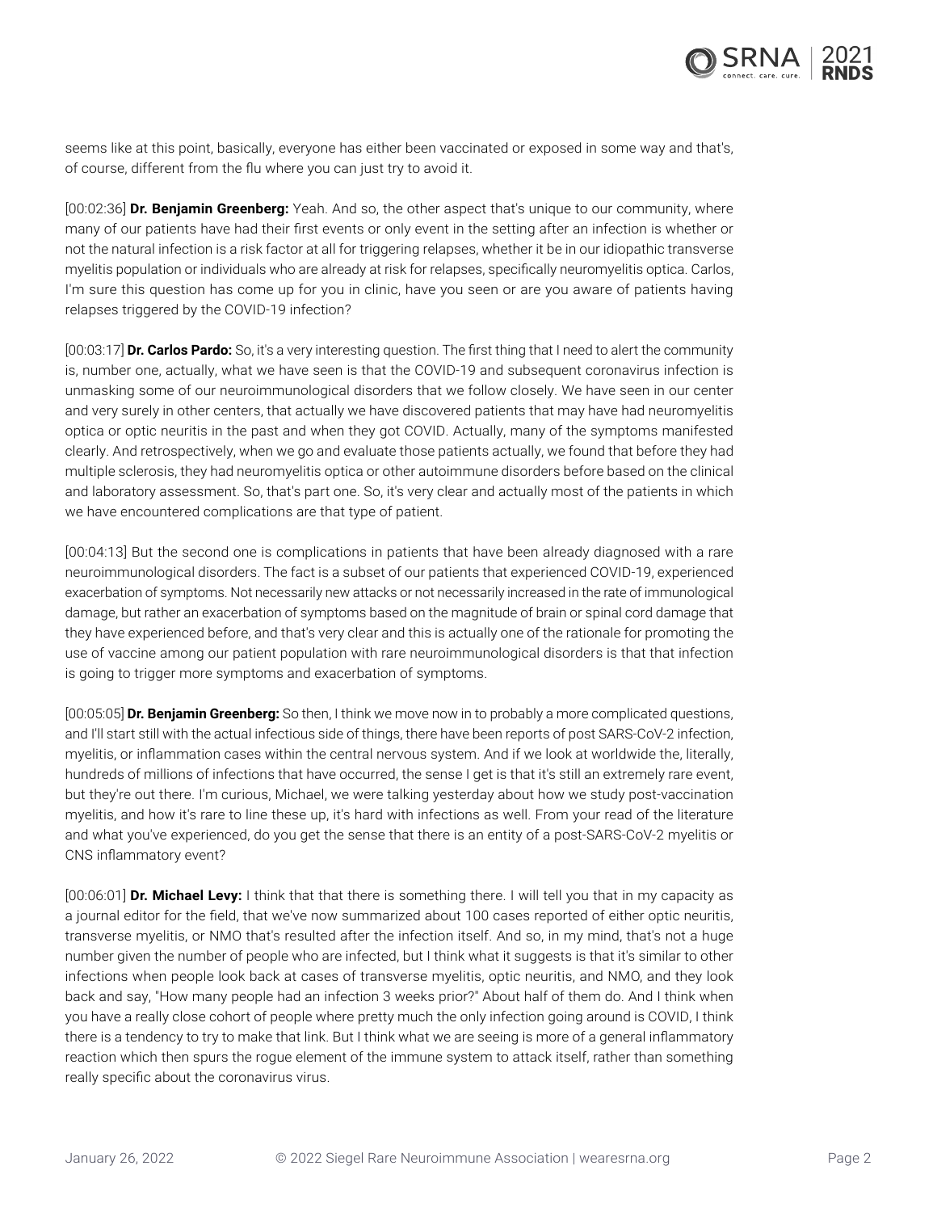seems like at this point, basically, everyone has either been vaccinated or exposed in some way and that's, of course, different from the flu where you can just try to avoid it.

[00:02:36] **Dr. Benjamin Greenberg:** Yeah. And so, the other aspect that's unique to our community, where many of our patients have had their first events or only event in the setting after an infection is whether or not the natural infection is a risk factor at all for triggering relapses, whether it be in our idiopathic transverse myelitis population or individuals who are already at risk for relapses, specifically neuromyelitis optica. Carlos, I'm sure this question has come up for you in clinic, have you seen or are you aware of patients having relapses triggered by the COVID-19 infection?

[00:03:17] **Dr. Carlos Pardo:** So, it's a very interesting question. The first thing that I need to alert the community is, number one, actually, what we have seen is that the COVID-19 and subsequent coronavirus infection is unmasking some of our neuroimmunological disorders that we follow closely. We have seen in our center and very surely in other centers, that actually we have discovered patients that may have had neuromyelitis optica or optic neuritis in the past and when they got COVID. Actually, many of the symptoms manifested clearly. And retrospectively, when we go and evaluate those patients actually, we found that before they had multiple sclerosis, they had neuromyelitis optica or other autoimmune disorders before based on the clinical and laboratory assessment. So, that's part one. So, it's very clear and actually most of the patients in which we have encountered complications are that type of patient.

[00:04:13] But the second one is complications in patients that have been already diagnosed with a rare neuroimmunological disorders. The fact is a subset of our patients that experienced COVID-19, experienced exacerbation of symptoms. Not necessarily new attacks or not necessarily increased in the rate of immunological damage, but rather an exacerbation of symptoms based on the magnitude of brain or spinal cord damage that they have experienced before, and that's very clear and this is actually one of the rationale for promoting the use of vaccine among our patient population with rare neuroimmunological disorders is that that infection is going to trigger more symptoms and exacerbation of symptoms.

[00:05:05] **Dr. Benjamin Greenberg:** So then, I think we move now in to probably a more complicated questions, and I'll start still with the actual infectious side of things, there have been reports of post SARS-CoV-2 infection, myelitis, or inflammation cases within the central nervous system. And if we look at worldwide the, literally, hundreds of millions of infections that have occurred, the sense I get is that it's still an extremely rare event, but they're out there. I'm curious, Michael, we were talking yesterday about how we study post-vaccination myelitis, and how it's rare to line these up, it's hard with infections as well. From your read of the literature and what you've experienced, do you get the sense that there is an entity of a post-SARS-CoV-2 myelitis or CNS inflammatory event?

[00:06:01] **Dr. Michael Levy:** I think that that there is something there. I will tell you that in my capacity as a journal editor for the field, that we've now summarized about 100 cases reported of either optic neuritis, transverse myelitis, or NMO that's resulted after the infection itself. And so, in my mind, that's not a huge number given the number of people who are infected, but I think what it suggests is that it's similar to other infections when people look back at cases of transverse myelitis, optic neuritis, and NMO, and they look back and say, "How many people had an infection 3 weeks prior?" About half of them do. And I think when you have a really close cohort of people where pretty much the only infection going around is COVID, I think there is a tendency to try to make that link. But I think what we are seeing is more of a general inflammatory reaction which then spurs the rogue element of the immune system to attack itself, rather than something really specific about the coronavirus virus.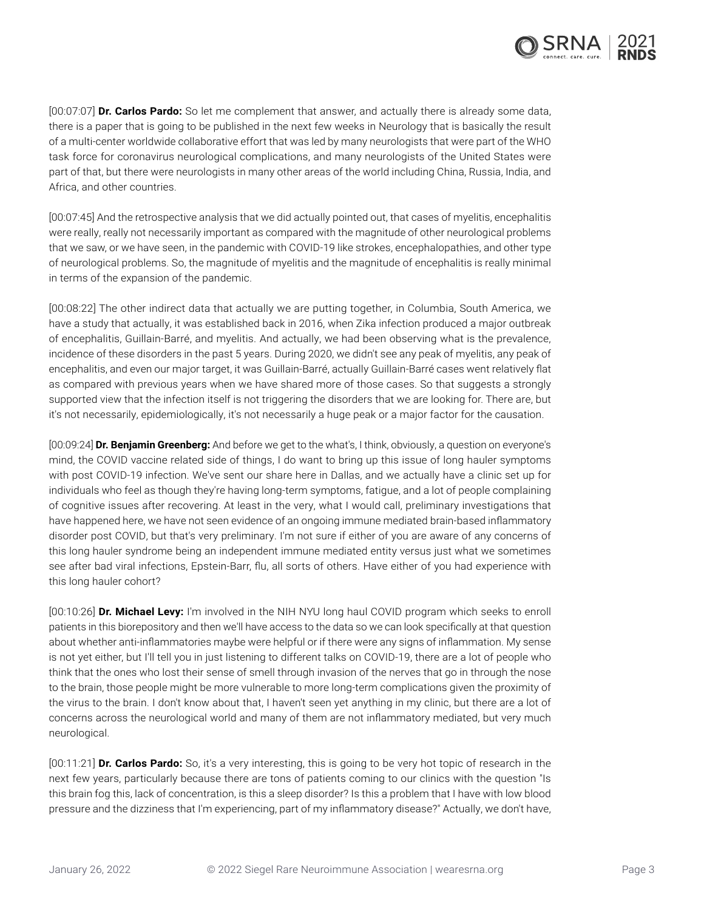[00:07:07] **Dr. Carlos Pardo:** So let me complement that answer, and actually there is already some data, there is a paper that is going to be published in the next few weeks in Neurology that is basically the result of a multi-center worldwide collaborative effort that was led by many neurologists that were part of the WHO task force for coronavirus neurological complications, and many neurologists of the United States were part of that, but there were neurologists in many other areas of the world including China, Russia, India, and Africa, and other countries.

[00:07:45] And the retrospective analysis that we did actually pointed out, that cases of myelitis, encephalitis were really, really not necessarily important as compared with the magnitude of other neurological problems that we saw, or we have seen, in the pandemic with COVID-19 like strokes, encephalopathies, and other type of neurological problems. So, the magnitude of myelitis and the magnitude of encephalitis is really minimal in terms of the expansion of the pandemic.

[00:08:22] The other indirect data that actually we are putting together, in Columbia, South America, we have a study that actually, it was established back in 2016, when Zika infection produced a major outbreak of encephalitis, Guillain-Barré, and myelitis. And actually, we had been observing what is the prevalence, incidence of these disorders in the past 5 years. During 2020, we didn't see any peak of myelitis, any peak of encephalitis, and even our major target, it was Guillain-Barré, actually Guillain-Barré cases went relatively flat as compared with previous years when we have shared more of those cases. So that suggests a strongly supported view that the infection itself is not triggering the disorders that we are looking for. There are, but it's not necessarily, epidemiologically, it's not necessarily a huge peak or a major factor for the causation.

[00:09:24] **Dr. Benjamin Greenberg:** And before we get to the what's, I think, obviously, a question on everyone's mind, the COVID vaccine related side of things, I do want to bring up this issue of long hauler symptoms with post COVID-19 infection. We've sent our share here in Dallas, and we actually have a clinic set up for individuals who feel as though they're having long-term symptoms, fatigue, and a lot of people complaining of cognitive issues after recovering. At least in the very, what I would call, preliminary investigations that have happened here, we have not seen evidence of an ongoing immune mediated brain-based inflammatory disorder post COVID, but that's very preliminary. I'm not sure if either of you are aware of any concerns of this long hauler syndrome being an independent immune mediated entity versus just what we sometimes see after bad viral infections, Epstein-Barr, flu, all sorts of others. Have either of you had experience with this long hauler cohort?

[00:10:26] **Dr. Michael Levy:** I'm involved in the NIH NYU long haul COVID program which seeks to enroll patients in this biorepository and then we'll have access to the data so we can look specifically at that question about whether anti-inflammatories maybe were helpful or if there were any signs of inflammation. My sense is not yet either, but I'll tell you in just listening to different talks on COVID-19, there are a lot of people who think that the ones who lost their sense of smell through invasion of the nerves that go in through the nose to the brain, those people might be more vulnerable to more long-term complications given the proximity of the virus to the brain. I don't know about that, I haven't seen yet anything in my clinic, but there are a lot of concerns across the neurological world and many of them are not inflammatory mediated, but very much neurological.

[00:11:21] **Dr. Carlos Pardo:** So, it's a very interesting, this is going to be very hot topic of research in the next few years, particularly because there are tons of patients coming to our clinics with the question "Is this brain fog this, lack of concentration, is this a sleep disorder? Is this a problem that I have with low blood pressure and the dizziness that I'm experiencing, part of my inflammatory disease?" Actually, we don't have,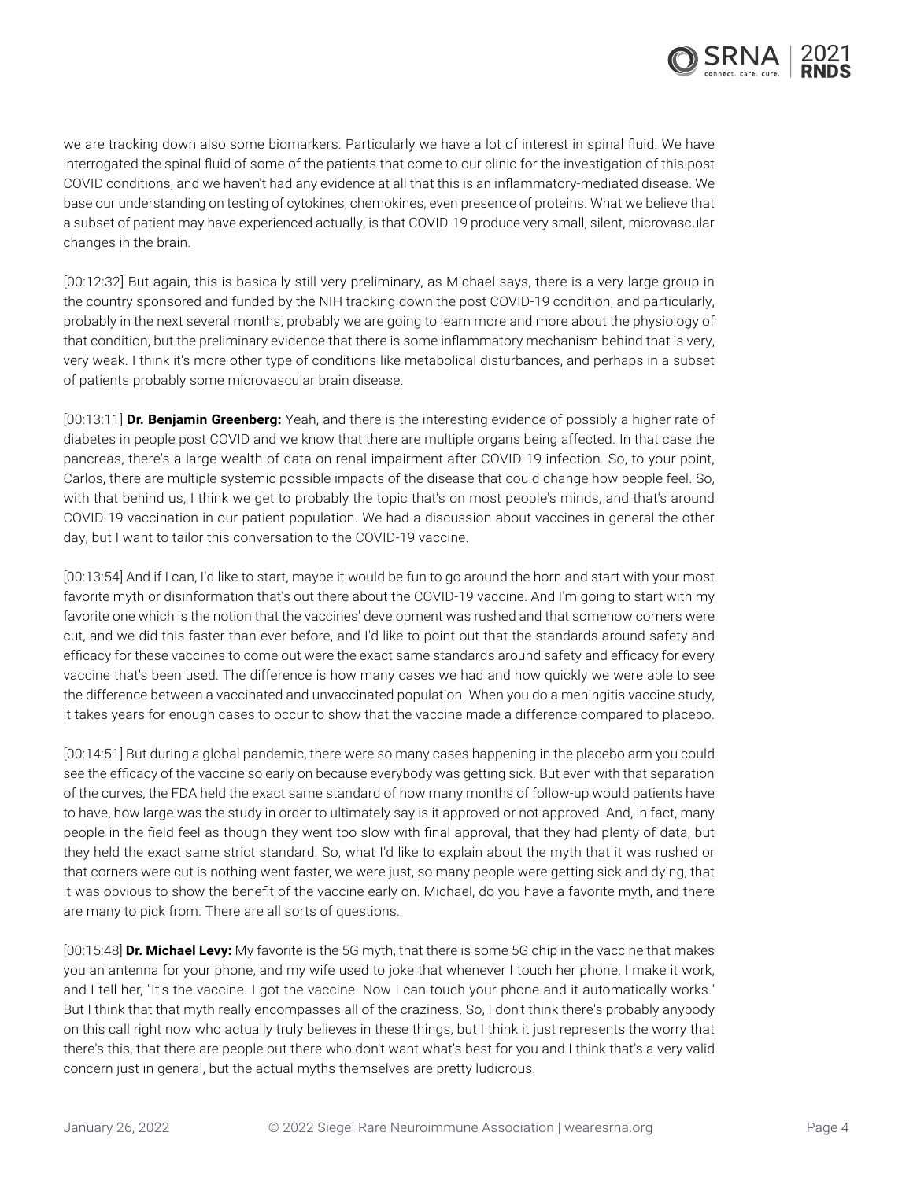we are tracking down also some biomarkers. Particularly we have a lot of interest in spinal fluid. We have interrogated the spinal fluid of some of the patients that come to our clinic for the investigation of this post COVID conditions, and we haven't had any evidence at all that this is an inflammatory-mediated disease. We base our understanding on testing of cytokines, chemokines, even presence of proteins. What we believe that a subset of patient may have experienced actually, is that COVID-19 produce very small, silent, microvascular changes in the brain.

[00:12:32] But again, this is basically still very preliminary, as Michael says, there is a very large group in the country sponsored and funded by the NIH tracking down the post COVID-19 condition, and particularly, probably in the next several months, probably we are going to learn more and more about the physiology of that condition, but the preliminary evidence that there is some inflammatory mechanism behind that is very, very weak. I think it's more other type of conditions like metabolical disturbances, and perhaps in a subset of patients probably some microvascular brain disease.

[00:13:11] **Dr. Benjamin Greenberg:** Yeah, and there is the interesting evidence of possibly a higher rate of diabetes in people post COVID and we know that there are multiple organs being affected. In that case the pancreas, there's a large wealth of data on renal impairment after COVID-19 infection. So, to your point, Carlos, there are multiple systemic possible impacts of the disease that could change how people feel. So, with that behind us, I think we get to probably the topic that's on most people's minds, and that's around COVID-19 vaccination in our patient population. We had a discussion about vaccines in general the other day, but I want to tailor this conversation to the COVID-19 vaccine.

[00:13:54] And if I can, I'd like to start, maybe it would be fun to go around the horn and start with your most favorite myth or disinformation that's out there about the COVID-19 vaccine. And I'm going to start with my favorite one which is the notion that the vaccines' development was rushed and that somehow corners were cut, and we did this faster than ever before, and I'd like to point out that the standards around safety and efficacy for these vaccines to come out were the exact same standards around safety and efficacy for every vaccine that's been used. The difference is how many cases we had and how quickly we were able to see the difference between a vaccinated and unvaccinated population. When you do a meningitis vaccine study, it takes years for enough cases to occur to show that the vaccine made a difference compared to placebo.

[00:14:51] But during a global pandemic, there were so many cases happening in the placebo arm you could see the efficacy of the vaccine so early on because everybody was getting sick. But even with that separation of the curves, the FDA held the exact same standard of how many months of follow-up would patients have to have, how large was the study in order to ultimately say is it approved or not approved. And, in fact, many people in the field feel as though they went too slow with final approval, that they had plenty of data, but they held the exact same strict standard. So, what I'd like to explain about the myth that it was rushed or that corners were cut is nothing went faster, we were just, so many people were getting sick and dying, that it was obvious to show the benefit of the vaccine early on. Michael, do you have a favorite myth, and there are many to pick from. There are all sorts of questions.

[00:15:48] **Dr. Michael Levy:** My favorite is the 5G myth, that there is some 5G chip in the vaccine that makes you an antenna for your phone, and my wife used to joke that whenever I touch her phone, I make it work, and I tell her, "It's the vaccine. I got the vaccine. Now I can touch your phone and it automatically works." But I think that that myth really encompasses all of the craziness. So, I don't think there's probably anybody on this call right now who actually truly believes in these things, but I think it just represents the worry that there's this, that there are people out there who don't want what's best for you and I think that's a very valid concern just in general, but the actual myths themselves are pretty ludicrous.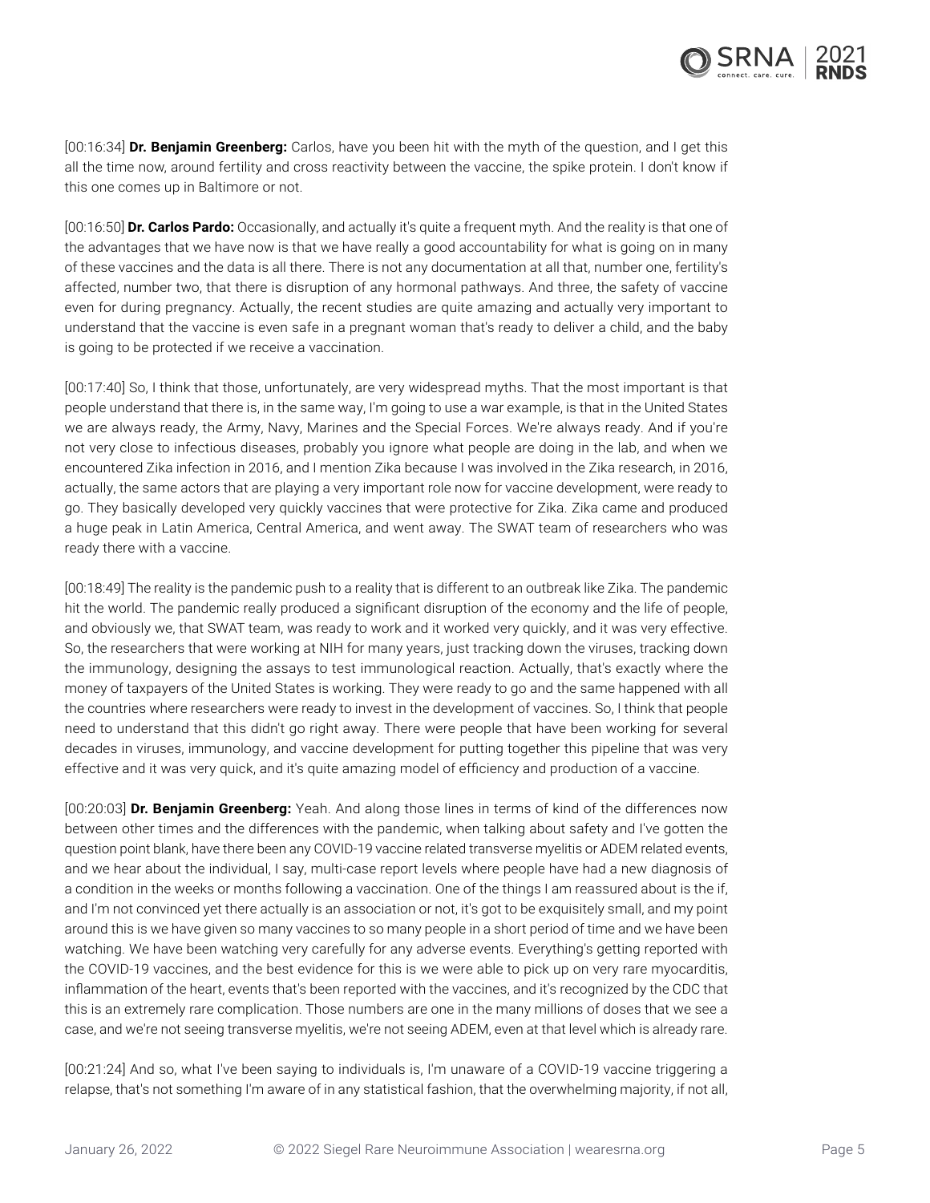[00:16:34] **Dr. Benjamin Greenberg:** Carlos, have you been hit with the myth of the question, and I get this all the time now, around fertility and cross reactivity between the vaccine, the spike protein. I don't know if this one comes up in Baltimore or not.

[00:16:50] **Dr. Carlos Pardo:** Occasionally, and actually it's quite a frequent myth. And the reality is that one of the advantages that we have now is that we have really a good accountability for what is going on in many of these vaccines and the data is all there. There is not any documentation at all that, number one, fertility's affected, number two, that there is disruption of any hormonal pathways. And three, the safety of vaccine even for during pregnancy. Actually, the recent studies are quite amazing and actually very important to understand that the vaccine is even safe in a pregnant woman that's ready to deliver a child, and the baby is going to be protected if we receive a vaccination.

[00:17:40] So, I think that those, unfortunately, are very widespread myths. That the most important is that people understand that there is, in the same way, I'm going to use a war example, is that in the United States we are always ready, the Army, Navy, Marines and the Special Forces. We're always ready. And if you're not very close to infectious diseases, probably you ignore what people are doing in the lab, and when we encountered Zika infection in 2016, and I mention Zika because I was involved in the Zika research, in 2016, actually, the same actors that are playing a very important role now for vaccine development, were ready to go. They basically developed very quickly vaccines that were protective for Zika. Zika came and produced a huge peak in Latin America, Central America, and went away. The SWAT team of researchers who was ready there with a vaccine.

[00:18:49] The reality is the pandemic push to a reality that is different to an outbreak like Zika. The pandemic hit the world. The pandemic really produced a significant disruption of the economy and the life of people, and obviously we, that SWAT team, was ready to work and it worked very quickly, and it was very effective. So, the researchers that were working at NIH for many years, just tracking down the viruses, tracking down the immunology, designing the assays to test immunological reaction. Actually, that's exactly where the money of taxpayers of the United States is working. They were ready to go and the same happened with all the countries where researchers were ready to invest in the development of vaccines. So, I think that people need to understand that this didn't go right away. There were people that have been working for several decades in viruses, immunology, and vaccine development for putting together this pipeline that was very effective and it was very quick, and it's quite amazing model of efficiency and production of a vaccine.

[00:20:03] **Dr. Benjamin Greenberg:** Yeah. And along those lines in terms of kind of the differences now between other times and the differences with the pandemic, when talking about safety and I've gotten the question point blank, have there been any COVID-19 vaccine related transverse myelitis or ADEM related events, and we hear about the individual, I say, multi-case report levels where people have had a new diagnosis of a condition in the weeks or months following a vaccination. One of the things I am reassured about is the if, and I'm not convinced yet there actually is an association or not, it's got to be exquisitely small, and my point around this is we have given so many vaccines to so many people in a short period of time and we have been watching. We have been watching very carefully for any adverse events. Everything's getting reported with the COVID-19 vaccines, and the best evidence for this is we were able to pick up on very rare myocarditis, inflammation of the heart, events that's been reported with the vaccines, and it's recognized by the CDC that this is an extremely rare complication. Those numbers are one in the many millions of doses that we see a case, and we're not seeing transverse myelitis, we're not seeing ADEM, even at that level which is already rare.

[00:21:24] And so, what I've been saying to individuals is, I'm unaware of a COVID-19 vaccine triggering a relapse, that's not something I'm aware of in any statistical fashion, that the overwhelming majority, if not all,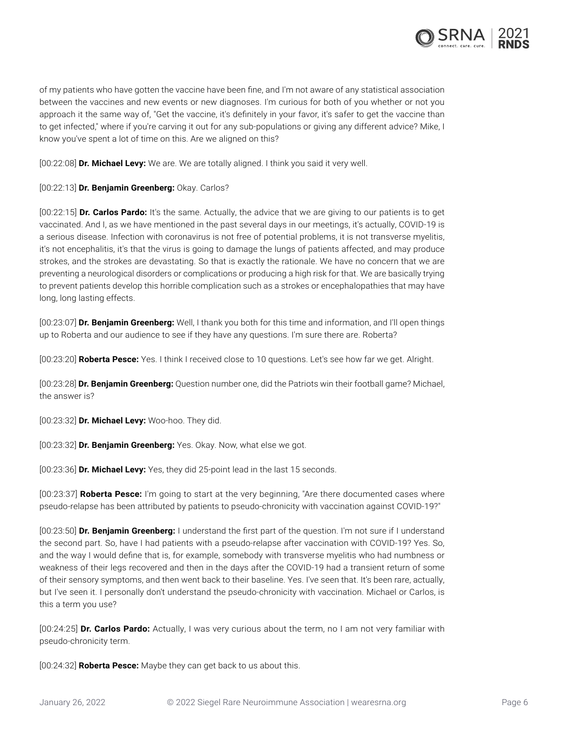of my patients who have gotten the vaccine have been fine, and I'm not aware of any statistical association between the vaccines and new events or new diagnoses. I'm curious for both of you whether or not you approach it the same way of, "Get the vaccine, it's definitely in your favor, it's safer to get the vaccine than to get infected," where if you're carving it out for any sub-populations or giving any different advice? Mike, I know you've spent a lot of time on this. Are we aligned on this?

[00:22:08] **Dr. Michael Levy:** We are. We are totally aligned. I think you said it very well.

[00:22:13] **Dr. Benjamin Greenberg:** Okay. Carlos?

[00:22:15] **Dr. Carlos Pardo:** It's the same. Actually, the advice that we are giving to our patients is to get vaccinated. And I, as we have mentioned in the past several days in our meetings, it's actually, COVID-19 is a serious disease. Infection with coronavirus is not free of potential problems, it is not transverse myelitis, it's not encephalitis, it's that the virus is going to damage the lungs of patients affected, and may produce strokes, and the strokes are devastating. So that is exactly the rationale. We have no concern that we are preventing a neurological disorders or complications or producing a high risk for that. We are basically trying to prevent patients develop this horrible complication such as a strokes or encephalopathies that may have long, long lasting effects.

[00:23:07] **Dr. Benjamin Greenberg:** Well, I thank you both for this time and information, and I'll open things up to Roberta and our audience to see if they have any questions. I'm sure there are. Roberta?

[00:23:20] **Roberta Pesce:** Yes. I think I received close to 10 questions. Let's see how far we get. Alright.

[00:23:28] **Dr. Benjamin Greenberg:** Question number one, did the Patriots win their football game? Michael, the answer is?

[00:23:32] **Dr. Michael Levy:** Woo-hoo. They did.

[00:23:32] **Dr. Benjamin Greenberg:** Yes. Okay. Now, what else we got.

[00:23:36] **Dr. Michael Levy:** Yes, they did 25-point lead in the last 15 seconds.

[00:23:37] **Roberta Pesce:** I'm going to start at the very beginning, "Are there documented cases where pseudo-relapse has been attributed by patients to pseudo-chronicity with vaccination against COVID-19?"

[00:23:50] **Dr. Benjamin Greenberg:** I understand the first part of the question. I'm not sure if I understand the second part. So, have I had patients with a pseudo-relapse after vaccination with COVID-19? Yes. So, and the way I would define that is, for example, somebody with transverse myelitis who had numbness or weakness of their legs recovered and then in the days after the COVID-19 had a transient return of some of their sensory symptoms, and then went back to their baseline. Yes. I've seen that. It's been rare, actually, but I've seen it. I personally don't understand the pseudo-chronicity with vaccination. Michael or Carlos, is this a term you use?

[00:24:25] **Dr. Carlos Pardo:** Actually, I was very curious about the term, no I am not very familiar with pseudo-chronicity term.

[00:24:32] **Roberta Pesce:** Maybe they can get back to us about this.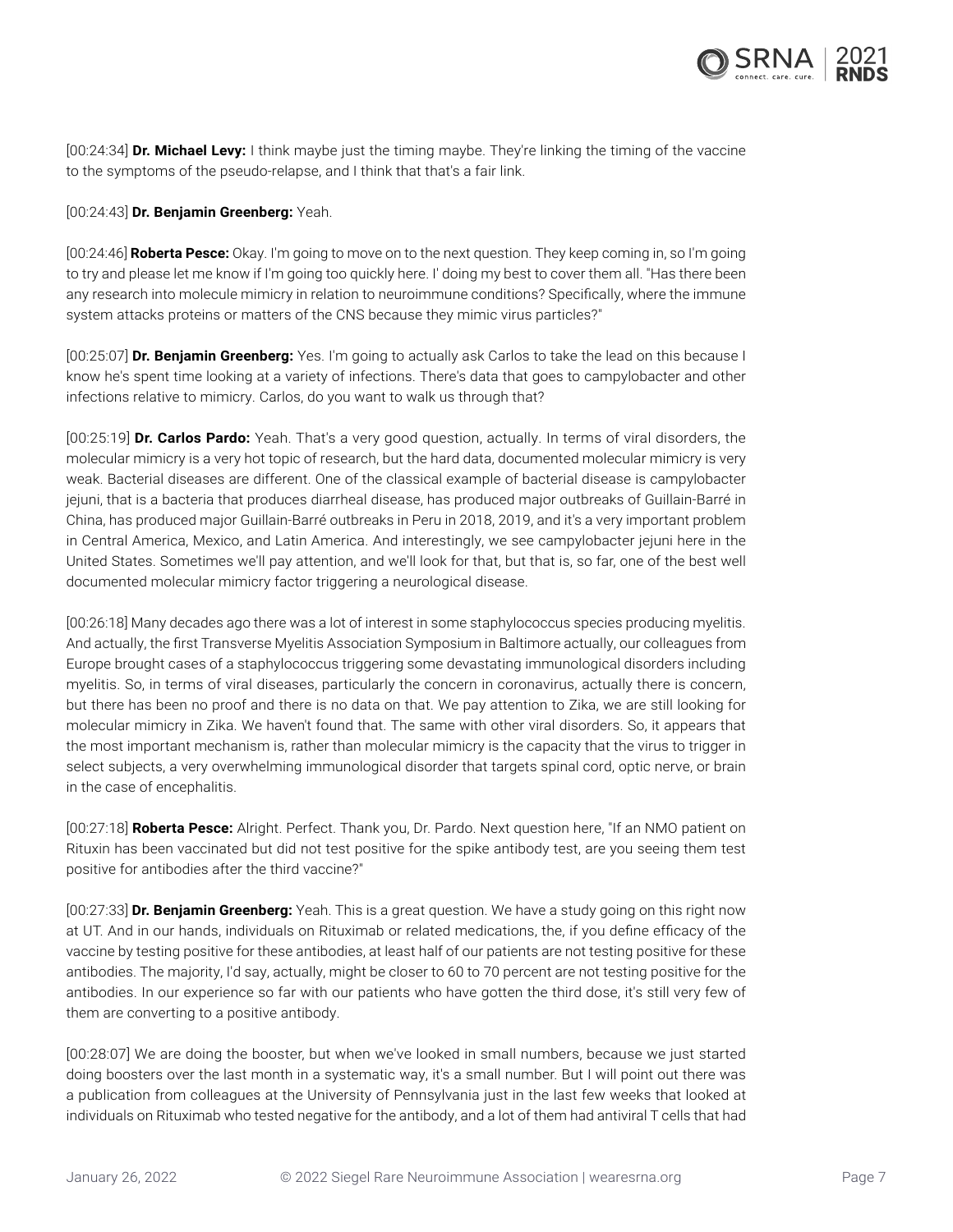[00:24:34] **Dr. Michael Levy:** I think maybe just the timing maybe. They're linking the timing of the vaccine to the symptoms of the pseudo-relapse, and I think that that's a fair link.

[00:24:43] **Dr. Benjamin Greenberg:** Yeah.

[00:24:46] **Roberta Pesce:** Okay. I'm going to move on to the next question. They keep coming in, so I'm going to try and please let me know if I'm going too quickly here. I' doing my best to cover them all. "Has there been any research into molecule mimicry in relation to neuroimmune conditions? Specifically, where the immune system attacks proteins or matters of the CNS because they mimic virus particles?"

[00:25:07] **Dr. Benjamin Greenberg:** Yes. I'm going to actually ask Carlos to take the lead on this because I know he's spent time looking at a variety of infections. There's data that goes to campylobacter and other infections relative to mimicry. Carlos, do you want to walk us through that?

[00:25:19] **Dr. Carlos Pardo:** Yeah. That's a very good question, actually. In terms of viral disorders, the molecular mimicry is a very hot topic of research, but the hard data, documented molecular mimicry is very weak. Bacterial diseases are different. One of the classical example of bacterial disease is campylobacter jejuni, that is a bacteria that produces diarrheal disease, has produced major outbreaks of Guillain-Barré in China, has produced major Guillain-Barré outbreaks in Peru in 2018, 2019, and it's a very important problem in Central America, Mexico, and Latin America. And interestingly, we see campylobacter jejuni here in the United States. Sometimes we'll pay attention, and we'll look for that, but that is, so far, one of the best well documented molecular mimicry factor triggering a neurological disease.

[00:26:18] Many decades ago there was a lot of interest in some staphylococcus species producing myelitis. And actually, the first Transverse Myelitis Association Symposium in Baltimore actually, our colleagues from Europe brought cases of a staphylococcus triggering some devastating immunological disorders including myelitis. So, in terms of viral diseases, particularly the concern in coronavirus, actually there is concern, but there has been no proof and there is no data on that. We pay attention to Zika, we are still looking for molecular mimicry in Zika. We haven't found that. The same with other viral disorders. So, it appears that the most important mechanism is, rather than molecular mimicry is the capacity that the virus to trigger in select subjects, a very overwhelming immunological disorder that targets spinal cord, optic nerve, or brain in the case of encephalitis.

[00:27:18] **Roberta Pesce:** Alright. Perfect. Thank you, Dr. Pardo. Next question here, "If an NMO patient on Rituxin has been vaccinated but did not test positive for the spike antibody test, are you seeing them test positive for antibodies after the third vaccine?"

[00:27:33] **Dr. Benjamin Greenberg:** Yeah. This is a great question. We have a study going on this right now at UT. And in our hands, individuals on Rituximab or related medications, the, if you define efficacy of the vaccine by testing positive for these antibodies, at least half of our patients are not testing positive for these antibodies. The majority, I'd say, actually, might be closer to 60 to 70 percent are not testing positive for the antibodies. In our experience so far with our patients who have gotten the third dose, it's still very few of them are converting to a positive antibody.

[00:28:07] We are doing the booster, but when we've looked in small numbers, because we just started doing boosters over the last month in a systematic way, it's a small number. But I will point out there was a publication from colleagues at the University of Pennsylvania just in the last few weeks that looked at individuals on Rituximab who tested negative for the antibody, and a lot of them had antiviral T cells that had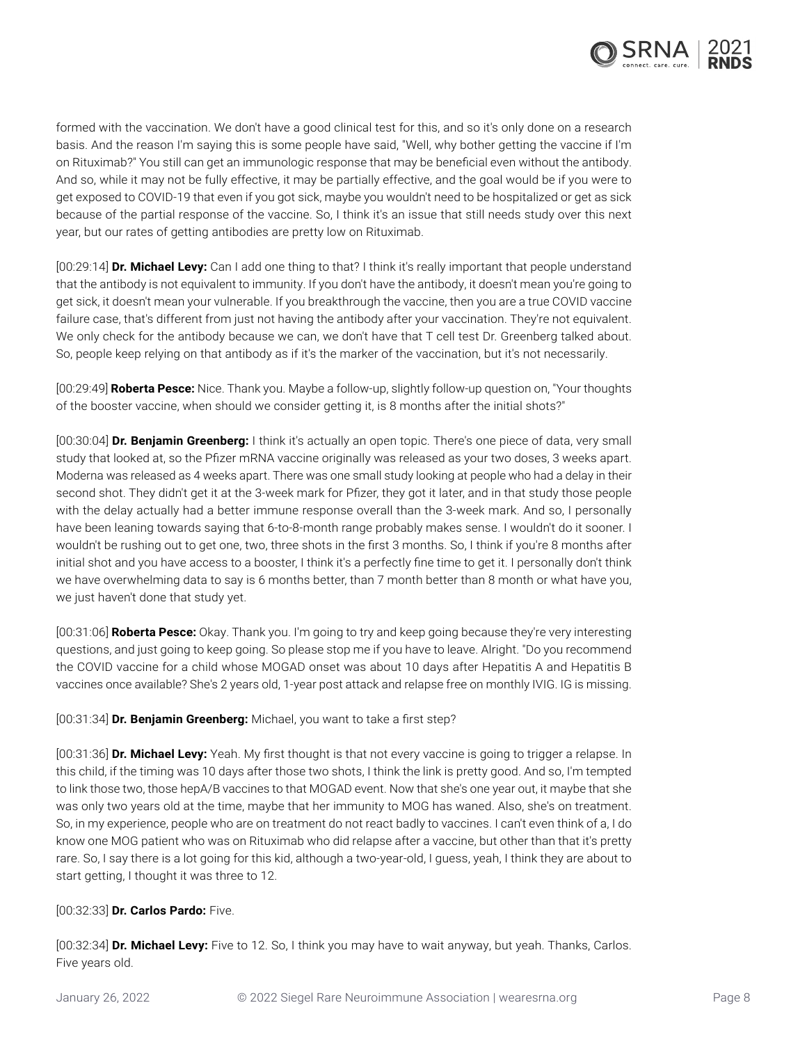formed with the vaccination. We don't have a good clinical test for this, and so it's only done on a research basis. And the reason I'm saying this is some people have said, "Well, why bother getting the vaccine if I'm on Rituximab?" You still can get an immunologic response that may be beneficial even without the antibody. And so, while it may not be fully effective, it may be partially effective, and the goal would be if you were to get exposed to COVID-19 that even if you got sick, maybe you wouldn't need to be hospitalized or get as sick because of the partial response of the vaccine. So, I think it's an issue that still needs study over this next year, but our rates of getting antibodies are pretty low on Rituximab.

[00:29:14] **Dr. Michael Levy:** Can I add one thing to that? I think it's really important that people understand that the antibody is not equivalent to immunity. If you don't have the antibody, it doesn't mean you're going to get sick, it doesn't mean your vulnerable. If you breakthrough the vaccine, then you are a true COVID vaccine failure case, that's different from just not having the antibody after your vaccination. They're not equivalent. We only check for the antibody because we can, we don't have that T cell test Dr. Greenberg talked about. So, people keep relying on that antibody as if it's the marker of the vaccination, but it's not necessarily.

[00:29:49] **Roberta Pesce:** Nice. Thank you. Maybe a follow-up, slightly follow-up question on, "Your thoughts of the booster vaccine, when should we consider getting it, is 8 months after the initial shots?"

[00:30:04] **Dr. Benjamin Greenberg:** I think it's actually an open topic. There's one piece of data, very small study that looked at, so the Pfizer mRNA vaccine originally was released as your two doses, 3 weeks apart. Moderna was released as 4 weeks apart. There was one small study looking at people who had a delay in their second shot. They didn't get it at the 3-week mark for Pfizer, they got it later, and in that study those people with the delay actually had a better immune response overall than the 3-week mark. And so, I personally have been leaning towards saying that 6-to-8-month range probably makes sense. I wouldn't do it sooner. I wouldn't be rushing out to get one, two, three shots in the first 3 months. So, I think if you're 8 months after initial shot and you have access to a booster, I think it's a perfectly fine time to get it. I personally don't think we have overwhelming data to say is 6 months better, than 7 month better than 8 month or what have you, we just haven't done that study yet.

[00:31:06] **Roberta Pesce:** Okay. Thank you. I'm going to try and keep going because they're very interesting questions, and just going to keep going. So please stop me if you have to leave. Alright. "Do you recommend the COVID vaccine for a child whose MOGAD onset was about 10 days after Hepatitis A and Hepatitis B vaccines once available? She's 2 years old, 1-year post attack and relapse free on monthly IVIG. IG is missing.

[00:31:34] **Dr. Benjamin Greenberg:** Michael, you want to take a first step?

[00:31:36] **Dr. Michael Levy:** Yeah. My first thought is that not every vaccine is going to trigger a relapse. In this child, if the timing was 10 days after those two shots, I think the link is pretty good. And so, I'm tempted to link those two, those hepA/B vaccines to that MOGAD event. Now that she's one year out, it maybe that she was only two years old at the time, maybe that her immunity to MOG has waned. Also, she's on treatment. So, in my experience, people who are on treatment do not react badly to vaccines. I can't even think of a, I do know one MOG patient who was on Rituximab who did relapse after a vaccine, but other than that it's pretty rare. So, I say there is a lot going for this kid, although a two-year-old, I guess, yeah, I think they are about to start getting, I thought it was three to 12.

[00:32:33] **Dr. Carlos Pardo:** Five.

[00:32:34] **Dr. Michael Levy:** Five to 12. So, I think you may have to wait anyway, but yeah. Thanks, Carlos. Five years old.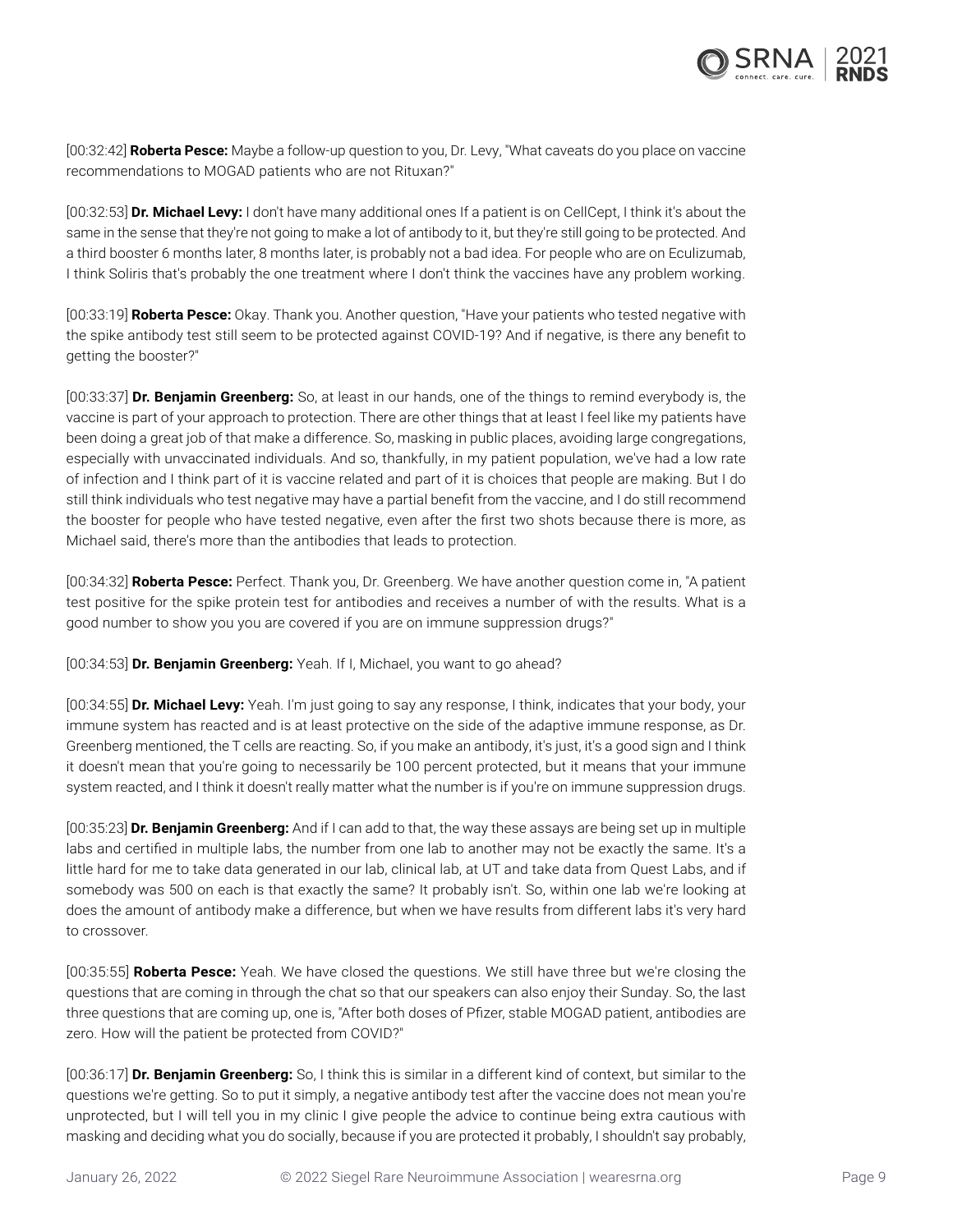[00:32:42] **Roberta Pesce:** Maybe a follow-up question to you, Dr. Levy, "What caveats do you place on vaccine recommendations to MOGAD patients who are not Rituxan?"

[00:32:53] **Dr. Michael Levy:** I don't have many additional ones If a patient is on CellCept, I think it's about the same in the sense that they're not going to make a lot of antibody to it, but they're still going to be protected. And a third booster 6 months later, 8 months later, is probably not a bad idea. For people who are on Eculizumab, I think Soliris that's probably the one treatment where I don't think the vaccines have any problem working.

[00:33:19] **Roberta Pesce:** Okay. Thank you. Another question, "Have your patients who tested negative with the spike antibody test still seem to be protected against COVID-19? And if negative, is there any benefit to getting the booster?"

[00:33:37] **Dr. Benjamin Greenberg:** So, at least in our hands, one of the things to remind everybody is, the vaccine is part of your approach to protection. There are other things that at least I feel like my patients have been doing a great job of that make a difference. So, masking in public places, avoiding large congregations, especially with unvaccinated individuals. And so, thankfully, in my patient population, we've had a low rate of infection and I think part of it is vaccine related and part of it is choices that people are making. But I do still think individuals who test negative may have a partial benefit from the vaccine, and I do still recommend the booster for people who have tested negative, even after the first two shots because there is more, as Michael said, there's more than the antibodies that leads to protection.

[00:34:32] **Roberta Pesce:** Perfect. Thank you, Dr. Greenberg. We have another question come in, "A patient test positive for the spike protein test for antibodies and receives a number of with the results. What is a good number to show you you are covered if you are on immune suppression drugs?"

[00:34:53] **Dr. Benjamin Greenberg:** Yeah. If I, Michael, you want to go ahead?

[00:34:55] **Dr. Michael Levy:** Yeah. I'm just going to say any response, I think, indicates that your body, your immune system has reacted and is at least protective on the side of the adaptive immune response, as Dr. Greenberg mentioned, the T cells are reacting. So, if you make an antibody, it's just, it's a good sign and I think it doesn't mean that you're going to necessarily be 100 percent protected, but it means that your immune system reacted, and I think it doesn't really matter what the number is if you're on immune suppression drugs.

[00:35:23] **Dr. Benjamin Greenberg:** And if I can add to that, the way these assays are being set up in multiple labs and certified in multiple labs, the number from one lab to another may not be exactly the same. It's a little hard for me to take data generated in our lab, clinical lab, at UT and take data from Quest Labs, and if somebody was 500 on each is that exactly the same? It probably isn't. So, within one lab we're looking at does the amount of antibody make a difference, but when we have results from different labs it's very hard to crossover.

[00:35:55] **Roberta Pesce:** Yeah. We have closed the questions. We still have three but we're closing the questions that are coming in through the chat so that our speakers can also enjoy their Sunday. So, the last three questions that are coming up, one is, "After both doses of Pfizer, stable MOGAD patient, antibodies are zero. How will the patient be protected from COVID?"

[00:36:17] **Dr. Benjamin Greenberg:** So, I think this is similar in a different kind of context, but similar to the questions we're getting. So to put it simply, a negative antibody test after the vaccine does not mean you're unprotected, but I will tell you in my clinic I give people the advice to continue being extra cautious with masking and deciding what you do socially, because if you are protected it probably, I shouldn't say probably,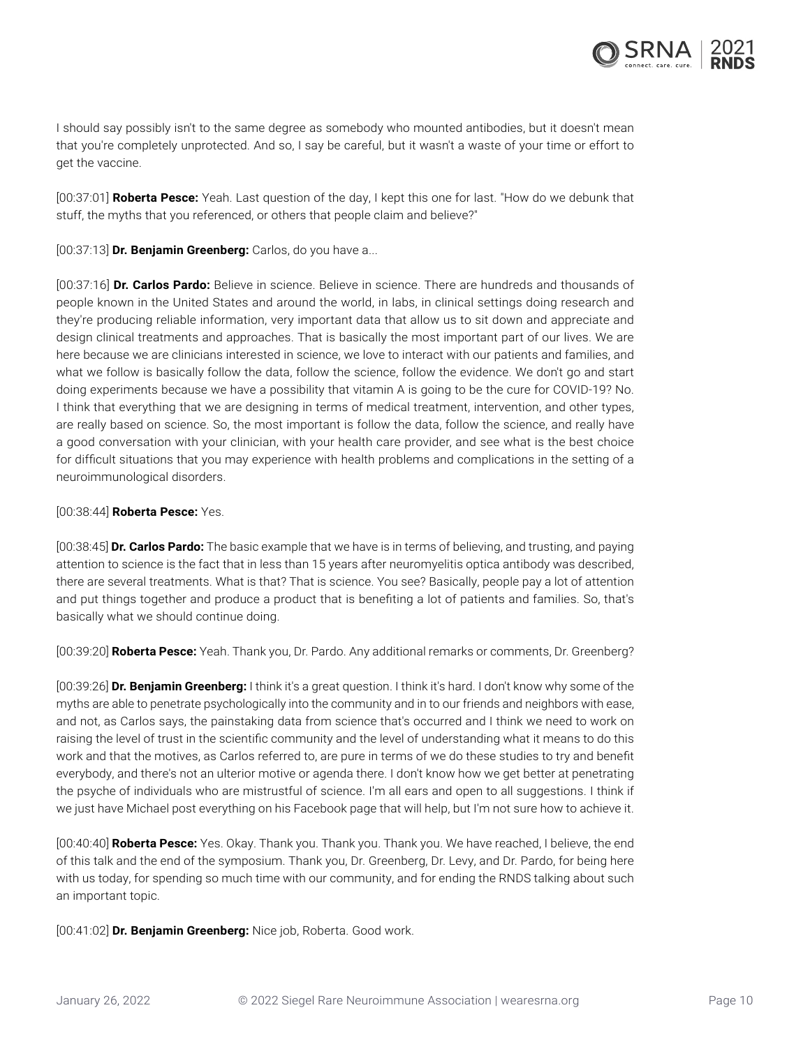I should say possibly isn't to the same degree as somebody who mounted antibodies, but it doesn't mean that you're completely unprotected. And so, I say be careful, but it wasn't a waste of your time or effort to get the vaccine.

[00:37:01] **Roberta Pesce:** Yeah. Last question of the day, I kept this one for last. "How do we debunk that stuff, the myths that you referenced, or others that people claim and believe?"

[00:37:13] **Dr. Benjamin Greenberg:** Carlos, do you have a...

[00:37:16] **Dr. Carlos Pardo:** Believe in science. Believe in science. There are hundreds and thousands of people known in the United States and around the world, in labs, in clinical settings doing research and they're producing reliable information, very important data that allow us to sit down and appreciate and design clinical treatments and approaches. That is basically the most important part of our lives. We are here because we are clinicians interested in science, we love to interact with our patients and families, and what we follow is basically follow the data, follow the science, follow the evidence. We don't go and start doing experiments because we have a possibility that vitamin A is going to be the cure for COVID-19? No. I think that everything that we are designing in terms of medical treatment, intervention, and other types, are really based on science. So, the most important is follow the data, follow the science, and really have a good conversation with your clinician, with your health care provider, and see what is the best choice for difficult situations that you may experience with health problems and complications in the setting of a neuroimmunological disorders.

[00:38:44] **Roberta Pesce:** Yes.

[00:38:45] **Dr. Carlos Pardo:** The basic example that we have is in terms of believing, and trusting, and paying attention to science is the fact that in less than 15 years after neuromyelitis optica antibody was described, there are several treatments. What is that? That is science. You see? Basically, people pay a lot of attention and put things together and produce a product that is benefiting a lot of patients and families. So, that's basically what we should continue doing.

[00:39:20] **Roberta Pesce:** Yeah. Thank you, Dr. Pardo. Any additional remarks or comments, Dr. Greenberg?

[00:39:26] **Dr. Benjamin Greenberg:** I think it's a great question. I think it's hard. I don't know why some of the myths are able to penetrate psychologically into the community and in to our friends and neighbors with ease, and not, as Carlos says, the painstaking data from science that's occurred and I think we need to work on raising the level of trust in the scientific community and the level of understanding what it means to do this work and that the motives, as Carlos referred to, are pure in terms of we do these studies to try and benefit everybody, and there's not an ulterior motive or agenda there. I don't know how we get better at penetrating the psyche of individuals who are mistrustful of science. I'm all ears and open to all suggestions. I think if we just have Michael post everything on his Facebook page that will help, but I'm not sure how to achieve it.

[00:40:40] **Roberta Pesce:** Yes. Okay. Thank you. Thank you. Thank you. We have reached, I believe, the end of this talk and the end of the symposium. Thank you, Dr. Greenberg, Dr. Levy, and Dr. Pardo, for being here with us today, for spending so much time with our community, and for ending the RNDS talking about such an important topic.

[00:41:02] **Dr. Benjamin Greenberg:** Nice job, Roberta. Good work.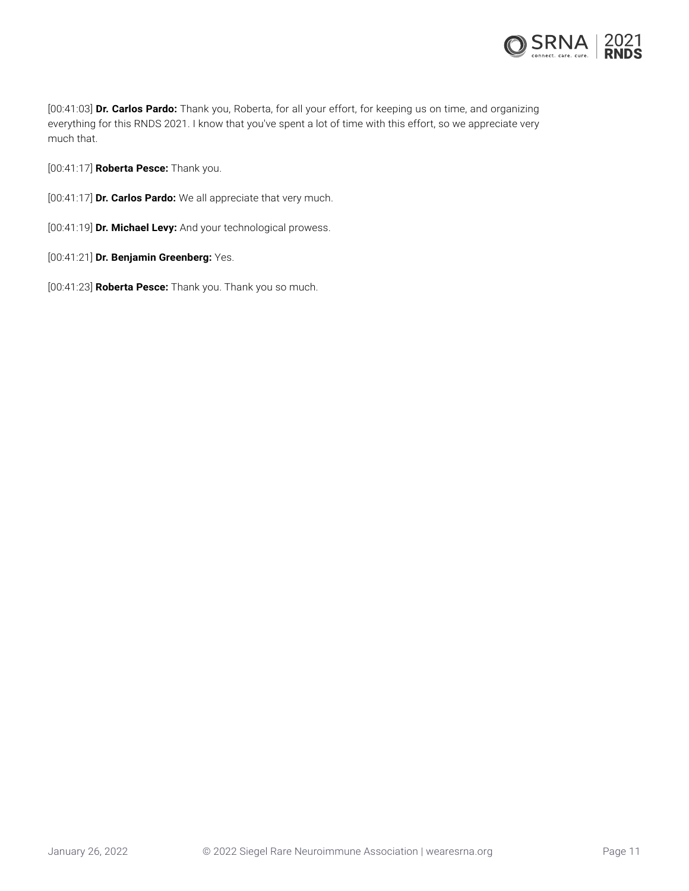[00:41:03] **Dr. Carlos Pardo:** Thank you, Roberta, for all your effort, for keeping us on time, and organizing everything for this RNDS 2021. I know that you've spent a lot of time with this effort, so we appreciate very much that.

[00:41:17] **Roberta Pesce:** Thank you.

[00:41:17] **Dr. Carlos Pardo:** We all appreciate that very much.

[00:41:19] **Dr. Michael Levy:** And your technological prowess.

[00:41:21] **Dr. Benjamin Greenberg:** Yes.

[00:41:23] **Roberta Pesce:** Thank you. Thank you so much.